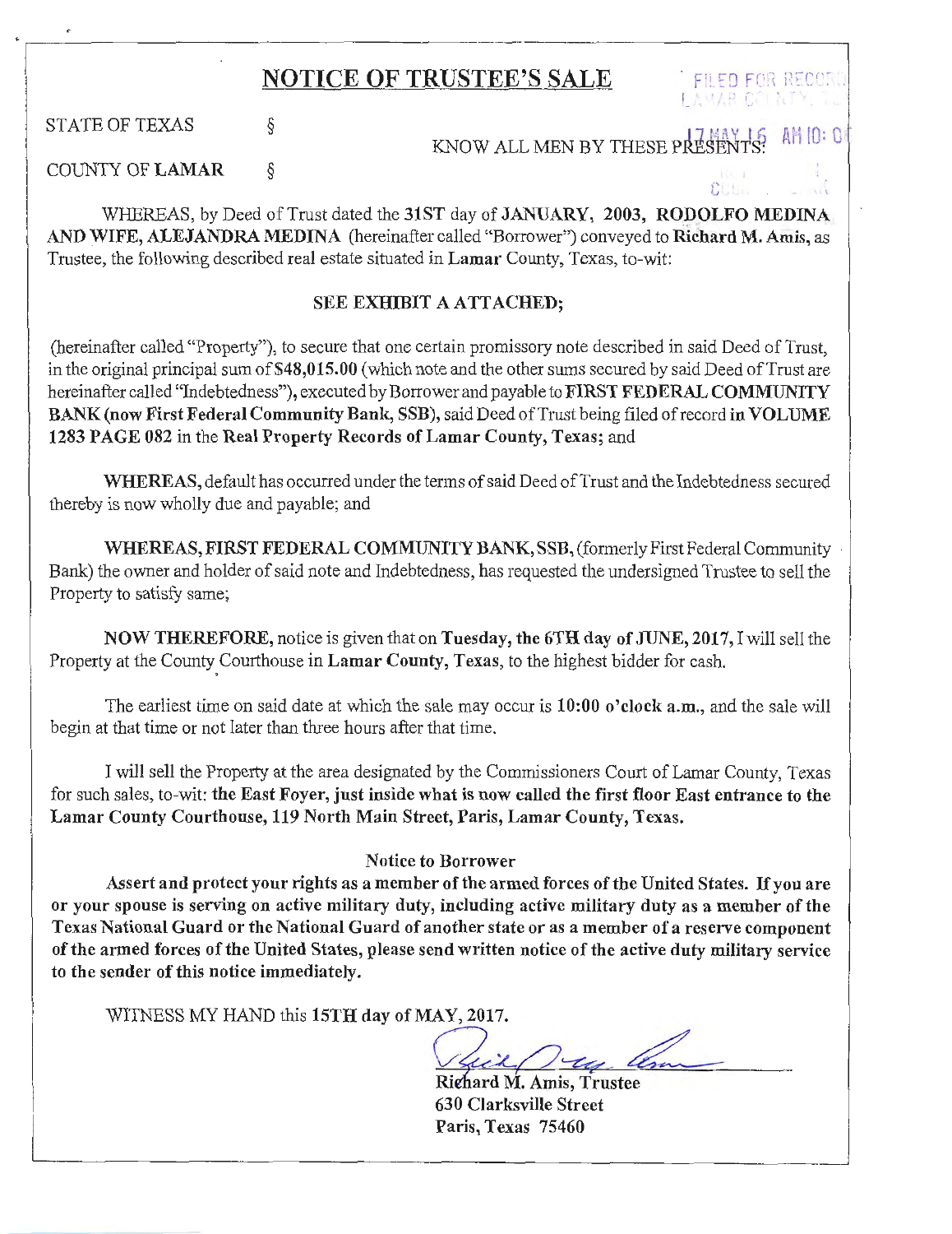# NOTICE OF TRUSTEE'S SALE

FILED FOR RECORD
LAMAR COUNTY, TX

17 MAY 16 AM 10: 0

STATE OF TEXAS §

KNOW ALL MEN BY THESE PRESENTS:

COUNTY OF **LAMAR** §

WHEREAS, by Deed of Trust dated the **31ST** day of **JANUARY, 2003, RODOLFO MEDINA AND WIFE, ALEJANDRA MEDINA** (hereinafter called "Borrower") conveyed to **Richard M. Amis,** as Trustee, the following described real estate situated in **Lamar** County, Texas, to-wit:

**SEE EXHIBIT A ATTACHED;**

(hereinafter called "Property"), to secure that one certain promissory note described in said Deed of Trust, in the original principal sum of **$48,015.00** (which note and the other sums secured by said Deed of Trust are hereinafter called "Indebtedness"), executed by Borrower and payable to **FIRST FEDERAL COMMUNITY BANK (now First Federal Community Bank, SSB),** said Deed of Trust being filed of record **in VOLUME 1283 PAGE 082** in the **Real Property Records of Lamar County, Texas;** and

**WHEREAS,** default has occurred under the terms of said Deed of Trust and the Indebtedness secured thereby is now wholly due and payable; and

**WHEREAS, FIRST FEDERAL COMMUNITY BANK, SSB,** (formerly First Federal Community Bank) the owner and holder of said note and Indebtedness, has requested the undersigned Trustee to sell the Property to satisfy same;

**NOW THEREFORE,** notice is given that on **Tuesday, the 6TH day of JUNE, 2017,** I will sell the Property at the County Courthouse in **Lamar County, Texas,** to the highest bidder for cash.

The earliest time on said date at which the sale may occur is **10:00 o'clock a.m.,** and the sale will begin at that time or not later than three hours after that time.

I will sell the Property at the area designated by the Commissioners Court of Lamar County, Texas for such sales, to-wit: **the East Foyer, just inside what is now called the first floor East entrance to the Lamar County Courthouse, 119 North Main Street, Paris, Lamar County, Texas.**

**Notice to Borrower**

**Assert and protect your rights as a member of the armed forces of the United States. If you are or your spouse is serving on active military duty, including active military duty as a member of the Texas National Guard or the National Guard of another state or as a member of a reserve component of the armed forces of the United States, please send written notice of the active duty military service to the sender of this notice immediately.**

WITNESS MY HAND this **15TH day of MAY, 2017.**

**Richard M. Amis, Trustee**
**630 Clarksville Street**
**Paris, Texas 75460**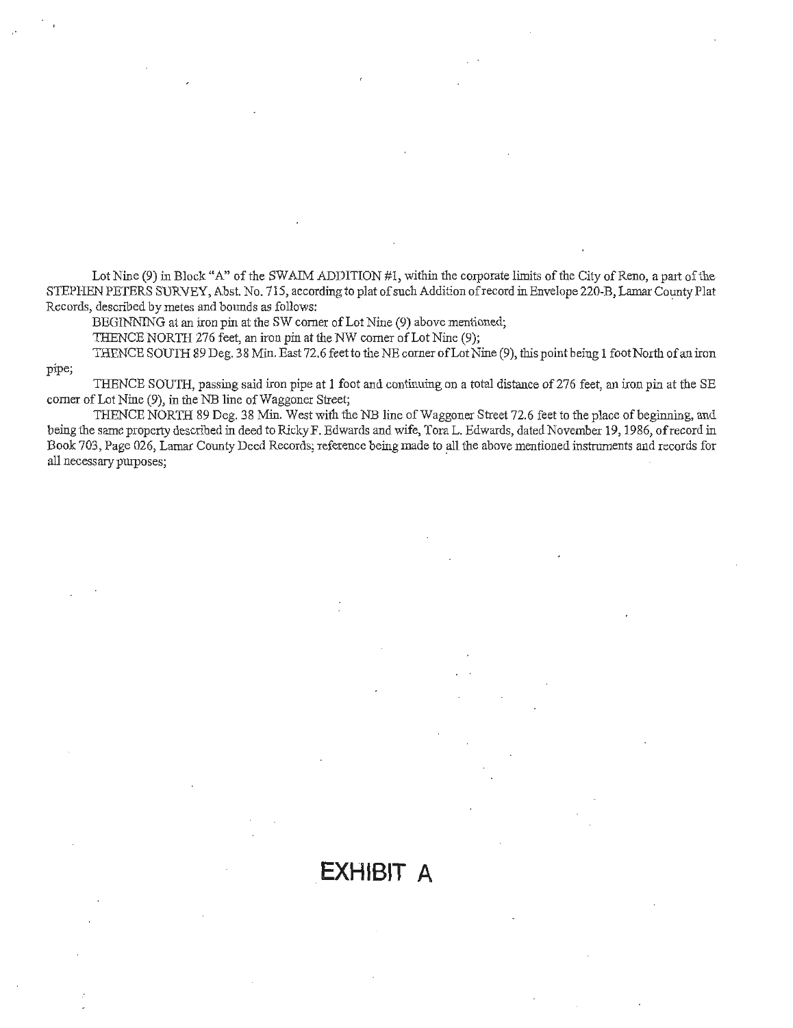Lot Nine (9) in Block "A" of the SWAIM ADDITION #1, within the corporate limits of the City of Reno, a part of the STEPHEN PETERS SURVEY, Abst. No. 715, according to plat of such Addition of record in Envelope 220-B, Lamar County Plat Records, described by metes and bounds as follows:

BEGINNING at an iron pin at the SW corner of Lot Nine (9) above mentioned;

THENCE NORTH 276 feet, an iron pin at the NW corner of Lot Nine (9);

THENCE SOUTH 89 Deg. 38 Min. East 72.6 feet to the NE corner of Lot Nine (9), this point being 1 foot North of an iron pipe;

THENCE SOUTH, passing said iron pipe at 1 foot and continuing on a total distance of 276 feet, an iron pin at the SE corner of Lot Nine (9), in the NB line of Waggoner Street;

THENCE NORTH 89 Deg. 38 Min. West with the NB line of Waggoner Street 72.6 feet to the place of beginning, and being the same property described in deed to Ricky F. Edwards and wife, Tora L. Edwards, dated November 19, 1986, of record in Book 703, Page 026, Lamar County Deed Records; reference being made to all the above mentioned instruments and records for all necessary purposes;

**EXHIBIT A**